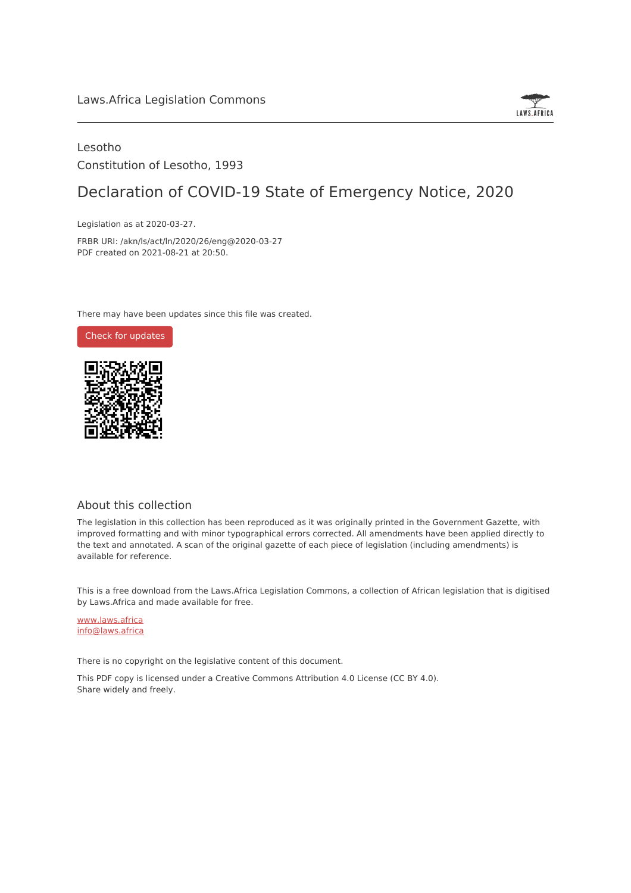Laws.Africa Legislation Commons

Lesotho

Constitution of Lesotho, 1993

# Declaration of COVID-19 State of Emergency Notice, 2020

Legislation as at 2020-03-27.

FRBR URI: /akn/ls/act/ln/2020/26/eng@2020-03-27

PDF created on 2021-08-21 at 20:50.

There may have been updates since this file was created.

Check for updates

## About this collection

The legislation in this collection has been reproduced as it was originally printed in the Government Gazette, with improved formatting and with minor typographical errors corrected. All amendments have been applied directly to the text and annotated. A scan of the original gazette of each piece of legislation (including amendments) is available for reference.

This is a free download from the Laws.Africa Legislation Commons, a collection of African legislation that is digitised by Laws.Africa and made available for free.

www.laws.africa

info@laws.africa

There is no copyright on the legislative content of this document.

This PDF copy is licensed under a Creative Commons Attribution 4.0 License (CC BY 4.0). Share widely and freely.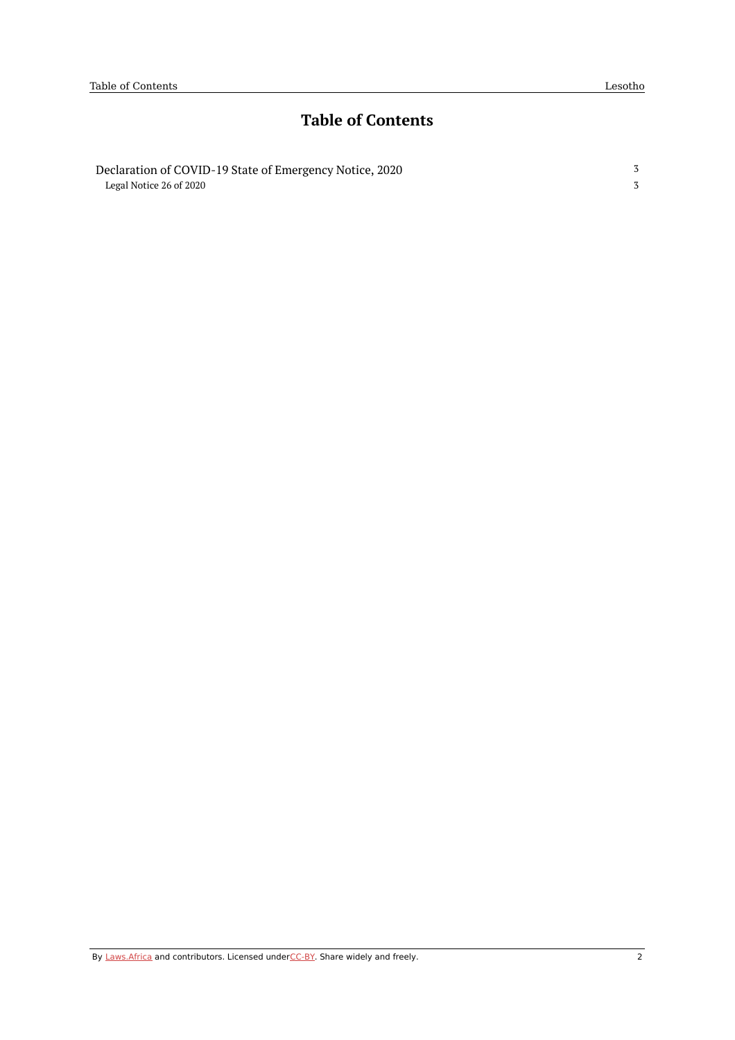# Table of Contents

Declaration of COVID-19 State of Emergency Notice, 2020 3

Legal Notice 26 of 2020 3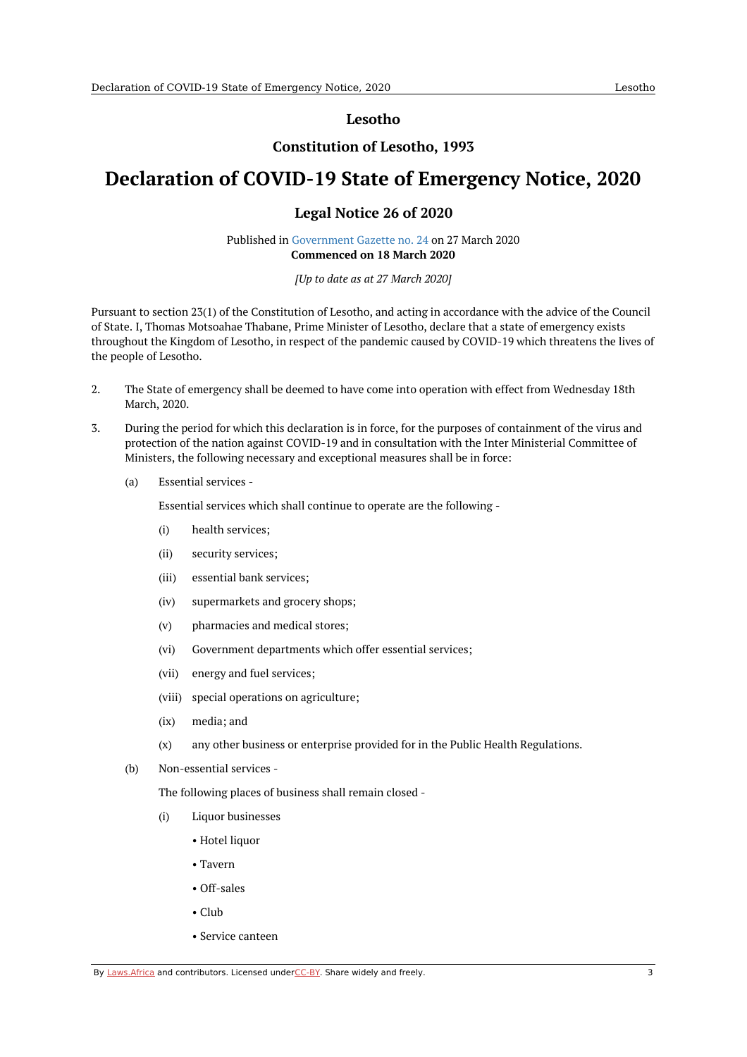# Lesotho

## Constitution of Lesotho, 1993

# Declaration of COVID-19 State of Emergency Notice, 2020

## Legal Notice 26 of 2020

Published in Government Gazette no. 24 on 27 March 2020
**Commenced on 18 March 2020**

*[Up to date as at 27 March 2020]*

Pursuant to section 23(1) of the Constitution of Lesotho, and acting in accordance with the advice of the Council of State. I, Thomas Motsoahae Thabane, Prime Minister of Lesotho, declare that a state of emergency exists throughout the Kingdom of Lesotho, in respect of the pandemic caused by COVID-19 which threatens the lives of the people of Lesotho.

2. The State of emergency shall be deemed to have come into operation with effect from Wednesday 18th March, 2020.

3. During the period for which this declaration is in force, for the purposes of containment of the virus and protection of the nation against COVID-19 and in consultation with the Inter Ministerial Committee of Ministers, the following necessary and exceptional measures shall be in force:

   (a) Essential services -

   Essential services which shall continue to operate are the following -

   (i) health services;

   (ii) security services;

   (iii) essential bank services;

   (iv) supermarkets and grocery shops;

   (v) pharmacies and medical stores;

   (vi) Government departments which offer essential services;

   (vii) energy and fuel services;

   (viii) special operations on agriculture;

   (ix) media; and

   (x) any other business or enterprise provided for in the Public Health Regulations.

   (b) Non-essential services -

   The following places of business shall remain closed -

   (i) Liquor businesses

   - Hotel liquor
   - Tavern
   - Off-sales
   - Club
   - Service canteen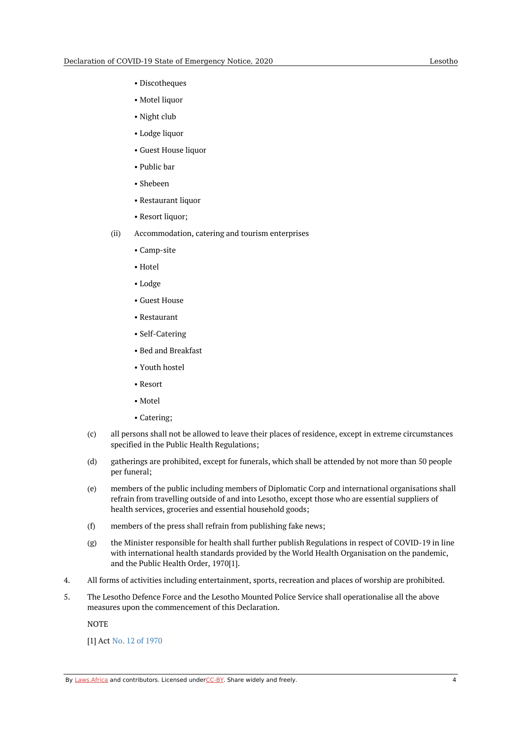- Discotheques
- Motel liquor
- Night club
- Lodge liquor
- Guest House liquor
- Public bar
- Shebeen
- Restaurant liquor
- Resort liquor;

(ii) Accommodation, catering and tourism enterprises

- Camp-site
- Hotel
- Lodge
- Guest House
- Restaurant
- Self-Catering
- Bed and Breakfast
- Youth hostel
- Resort
- Motel
- Catering;

(c) all persons shall not be allowed to leave their places of residence, except in extreme circumstances specified in the Public Health Regulations;

(d) gatherings are prohibited, except for funerals, which shall be attended by not more than 50 people per funeral;

(e) members of the public including members of Diplomatic Corp and international organisations shall refrain from travelling outside of and into Lesotho, except those who are essential suppliers of health services, groceries and essential household goods;

(f) members of the press shall refrain from publishing fake news;

(g) the Minister responsible for health shall further publish Regulations in respect of COVID-19 in line with international health standards provided by the World Health Organisation on the pandemic, and the Public Health Order, 1970[1].

4. All forms of activities including entertainment, sports, recreation and places of worship are prohibited.

5. The Lesotho Defence Force and the Lesotho Mounted Police Service shall operationalise all the above measures upon the commencement of this Declaration.

NOTE

[1] Act No. 12 of 1970